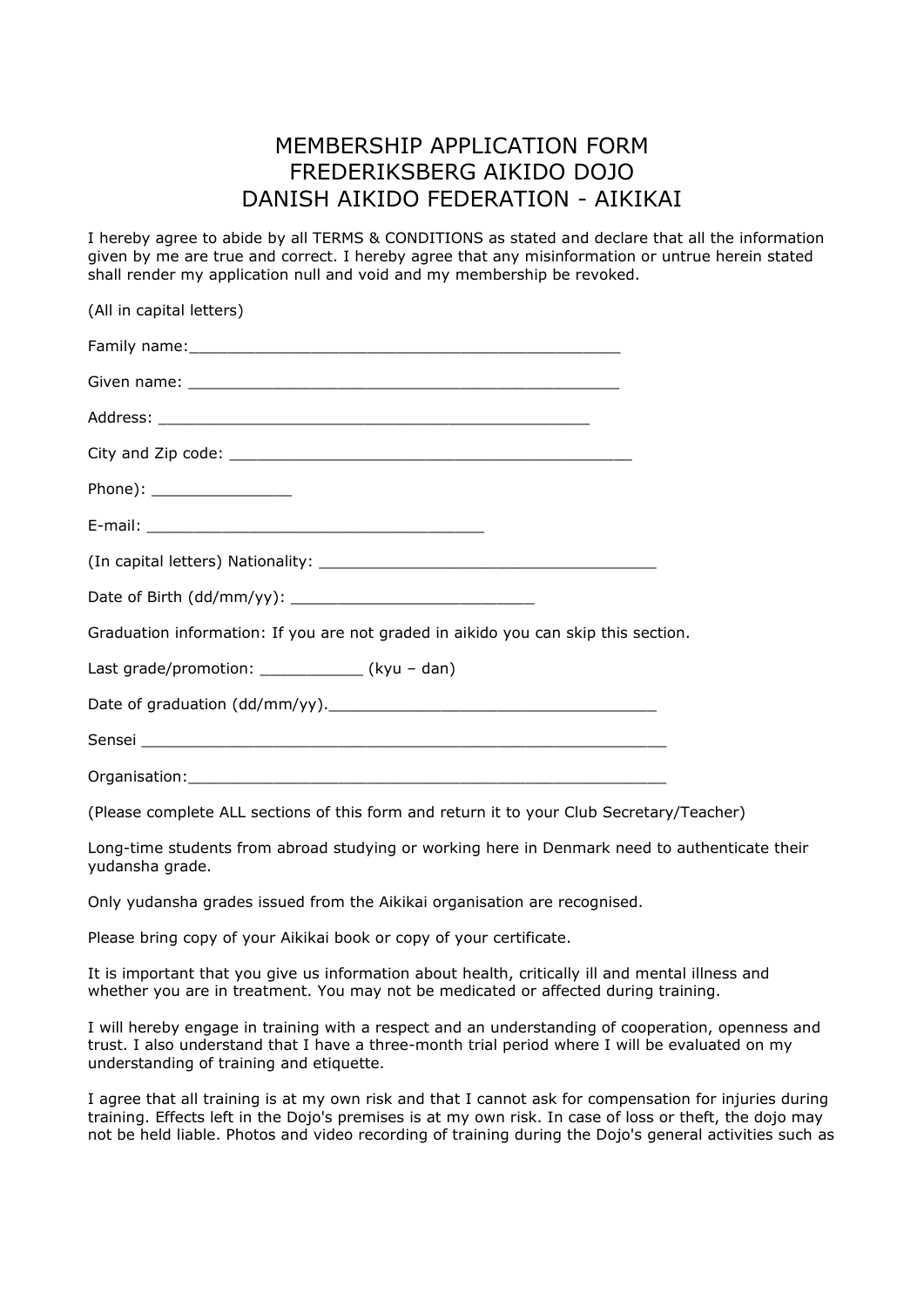# MEMBERSHIP APPLICATION FORM
# FREDERIKSBERG AIKIDO DOJO
# DANISH AIKIDO FEDERATION - AIKIKAI

I hereby agree to abide by all TERMS & CONDITIONS as stated and declare that all the information given by me are true and correct. I hereby agree that any misinformation or untrue herein stated shall render my application null and void and my membership be revoked.

(All in capital letters)

Family name:_______________________________________________

Given name: _______________________________________________

Address: _______________________________________________

City and Zip code: ____________________________________________

Phone): _______________

E-mail: _____________________________________

(In capital letters) Nationality: _____________________________________

Date of Birth (dd/mm/yy): __________________________

Graduation information: If you are not graded in aikido you can skip this section.

Last grade/promotion: ___________ (kyu – dan)

Date of graduation (dd/mm/yy).____________________________________

Sensei __________________________________________________________

Organisation:_____________________________________________________

(Please complete ALL sections of this form and return it to your Club Secretary/Teacher)

Long-time students from abroad studying or working here in Denmark need to authenticate their yudansha grade.

Only yudansha grades issued from the Aikikai organisation are recognised.

Please bring copy of your Aikikai book or copy of your certificate.

It is important that you give us information about health, critically ill and mental illness and whether you are in treatment. You may not be medicated or affected during training.

I will hereby engage in training with a respect and an understanding of cooperation, openness and trust. I also understand that I have a three-month trial period where I will be evaluated on my understanding of training and etiquette.

I agree that all training is at my own risk and that I cannot ask for compensation for injuries during training. Effects left in the Dojo's premises is at my own risk. In case of loss or theft, the dojo may not be held liable. Photos and video recording of training during the Dojo's general activities such as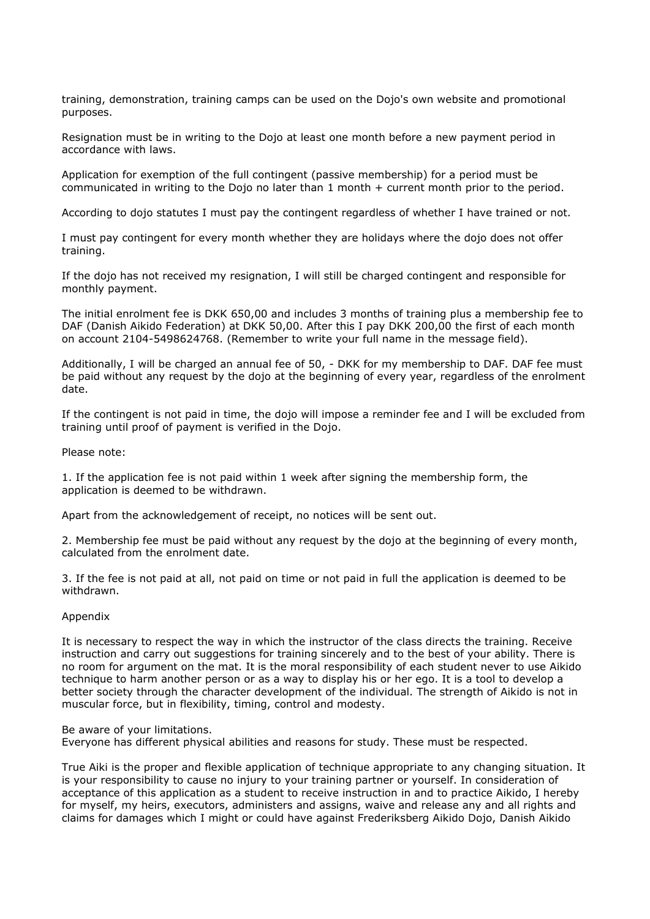training, demonstration, training camps can be used on the Dojo's own website and promotional purposes.

Resignation must be in writing to the Dojo at least one month before a new payment period in accordance with laws.

Application for exemption of the full contingent (passive membership) for a period must be communicated in writing to the Dojo no later than 1 month + current month prior to the period.

According to dojo statutes I must pay the contingent regardless of whether I have trained or not.

I must pay contingent for every month whether they are holidays where the dojo does not offer training.

If the dojo has not received my resignation, I will still be charged contingent and responsible for monthly payment.

The initial enrolment fee is DKK 650,00 and includes 3 months of training plus a membership fee to DAF (Danish Aikido Federation) at DKK 50,00. After this I pay DKK 200,00 the first of each month on account 2104-5498624768. (Remember to write your full name in the message field).

Additionally, I will be charged an annual fee of 50, - DKK for my membership to DAF. DAF fee must be paid without any request by the dojo at the beginning of every year, regardless of the enrolment date.

If the contingent is not paid in time, the dojo will impose a reminder fee and I will be excluded from training until proof of payment is verified in the Dojo.

Please note:

1. If the application fee is not paid within 1 week after signing the membership form, the application is deemed to be withdrawn.

Apart from the acknowledgement of receipt, no notices will be sent out.

2. Membership fee must be paid without any request by the dojo at the beginning of every month, calculated from the enrolment date.

3. If the fee is not paid at all, not paid on time or not paid in full the application is deemed to be withdrawn.

Appendix

It is necessary to respect the way in which the instructor of the class directs the training. Receive instruction and carry out suggestions for training sincerely and to the best of your ability. There is no room for argument on the mat. It is the moral responsibility of each student never to use Aikido technique to harm another person or as a way to display his or her ego. It is a tool to develop a better society through the character development of the individual. The strength of Aikido is not in muscular force, but in flexibility, timing, control and modesty.

Be aware of your limitations.
Everyone has different physical abilities and reasons for study. These must be respected.

True Aiki is the proper and flexible application of technique appropriate to any changing situation. It is your responsibility to cause no injury to your training partner or yourself. In consideration of acceptance of this application as a student to receive instruction in and to practice Aikido, I hereby for myself, my heirs, executors, administers and assigns, waive and release any and all rights and claims for damages which I might or could have against Frederiksberg Aikido Dojo, Danish Aikido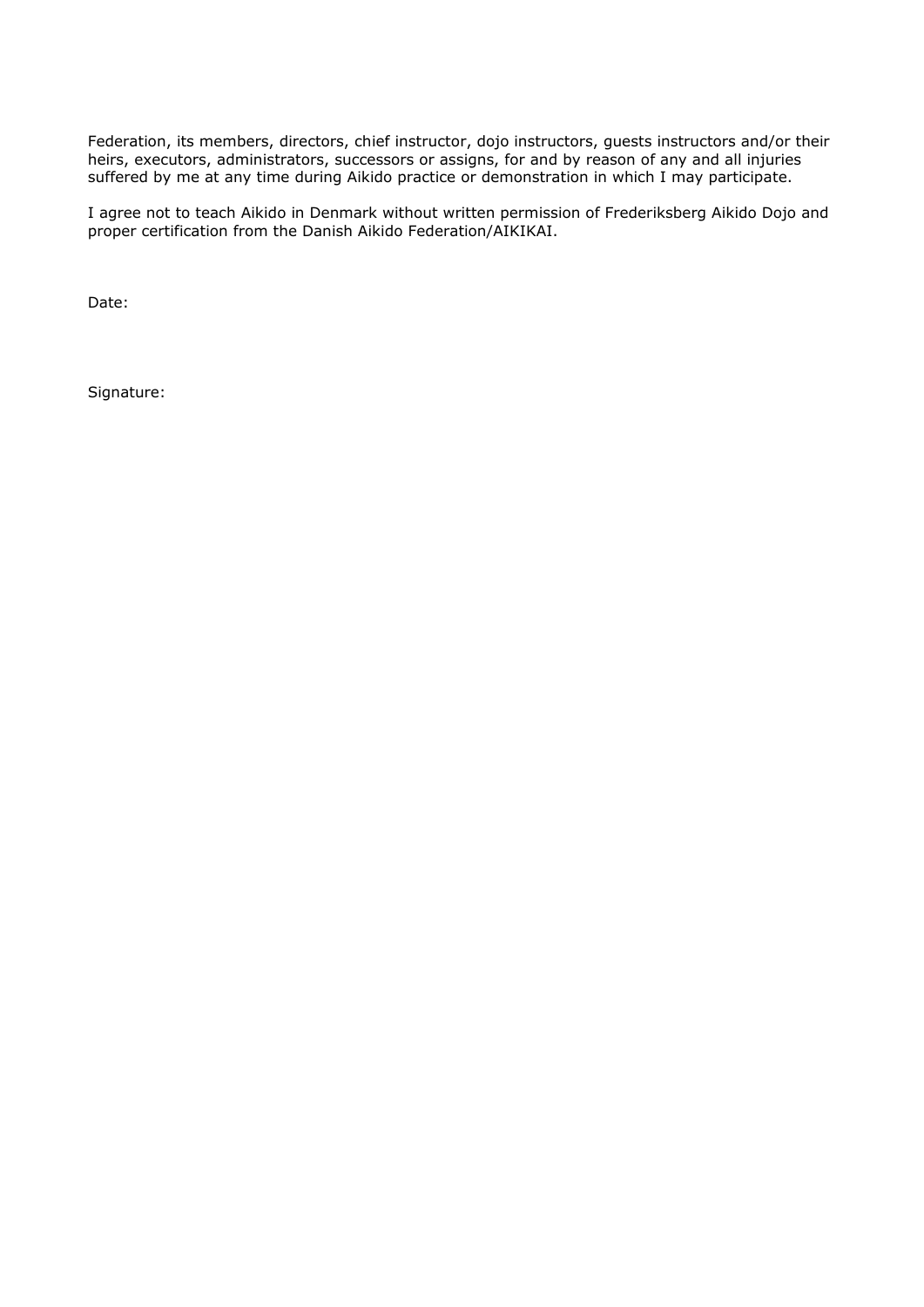Federation, its members, directors, chief instructor, dojo instructors, guests instructors and/or their heirs, executors, administrators, successors or assigns, for and by reason of any and all injuries suffered by me at any time during Aikido practice or demonstration in which I may participate.

I agree not to teach Aikido in Denmark without written permission of Frederiksberg Aikido Dojo and proper certification from the Danish Aikido Federation/AIKIKAI.

Date:

Signature: